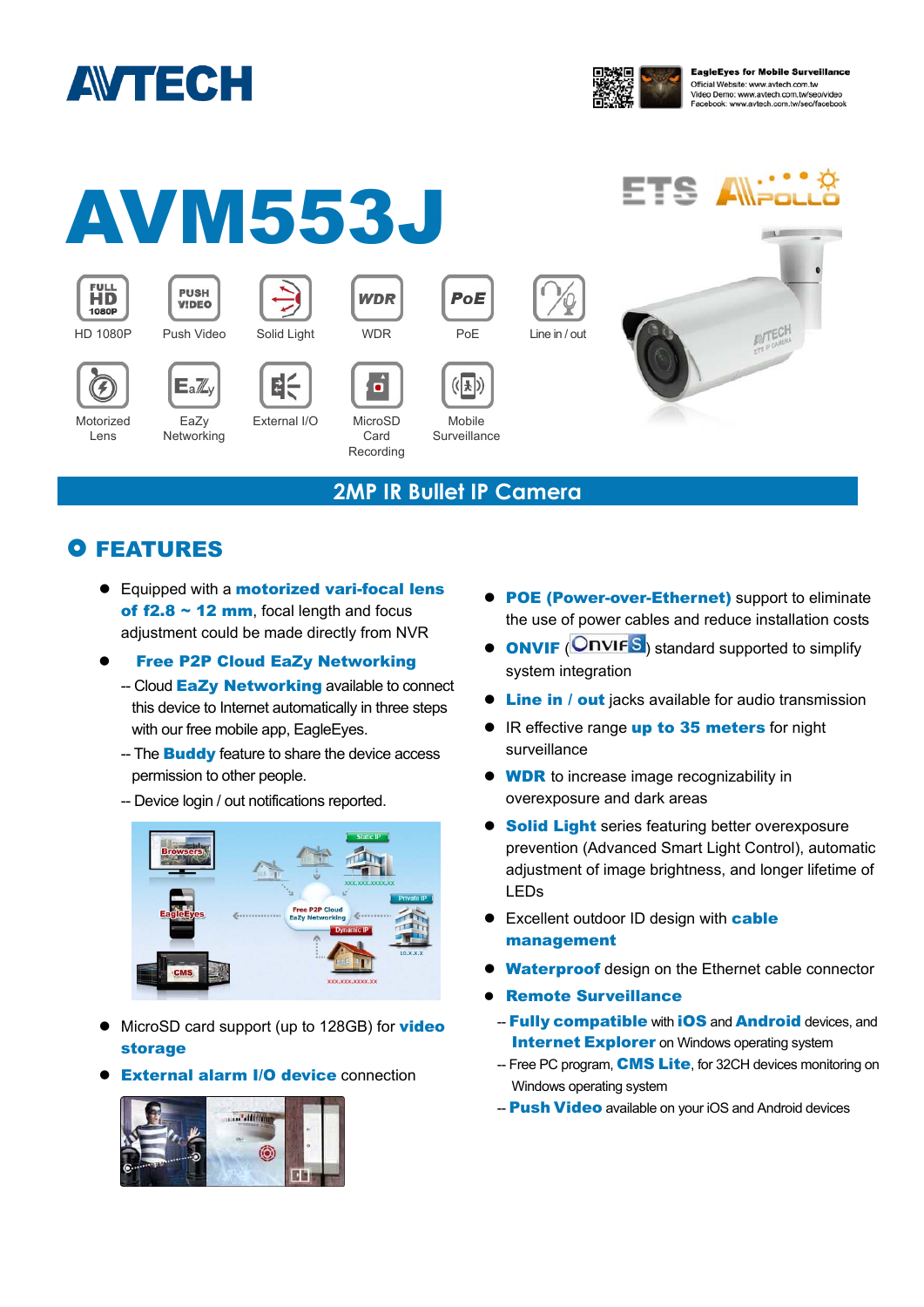# AVM553J

HD 1080P | Push Video | Solid Light | WDR | PoE | Line in / out

Motorized Lens | EaZy Networking | External I/O | MicroSD Card Recording | Mobile Surveillance

EagleEyes for Mobile Surveillance
Official Website: www.avtech.com.tw
Video Demo: www.avtech.com.tw/seo/video
Facebook: www.avtech.com.tw/seo/facebook

## 2MP IR Bullet IP Camera

## FEATURES

- Equipped with a **motorized vari-focal lens of f2.8 ~ 12 mm**, focal length and focus adjustment could be made directly from NVR
- **Free P2P Cloud EaZy Networking**
  - -- Cloud **EaZy Networking** available to connect this device to Internet automatically in three steps with our free mobile app, EagleEyes.
  - -- The **Buddy** feature to share the device access permission to other people.
  - -- Device login / out notifications reported.
- MicroSD card support (up to 128GB) for **video storage**
- **External alarm I/O device** connection
- **POE (Power-over-Ethernet)** support to eliminate the use of power cables and reduce installation costs
- **ONVIF** (ONVIF) standard supported to simplify system integration
- **Line in / out** jacks available for audio transmission
- IR effective range **up to 35 meters** for night surveillance
- **WDR** to increase image recognizability in overexposure and dark areas
- **Solid Light** series featuring better overexposure prevention (Advanced Smart Light Control), automatic adjustment of image brightness, and longer lifetime of LEDs
- Excellent outdoor ID design with **cable management**
- **Waterproof** design on the Ethernet cable connector
- **Remote Surveillance**
  - -- **Fully compatible** with **iOS** and **Android** devices, and **Internet Explorer** on Windows operating system
  - -- Free PC program, **CMS Lite**, for 32CH devices monitoring on Windows operating system
  - -- **Push Video** available on your iOS and Android devices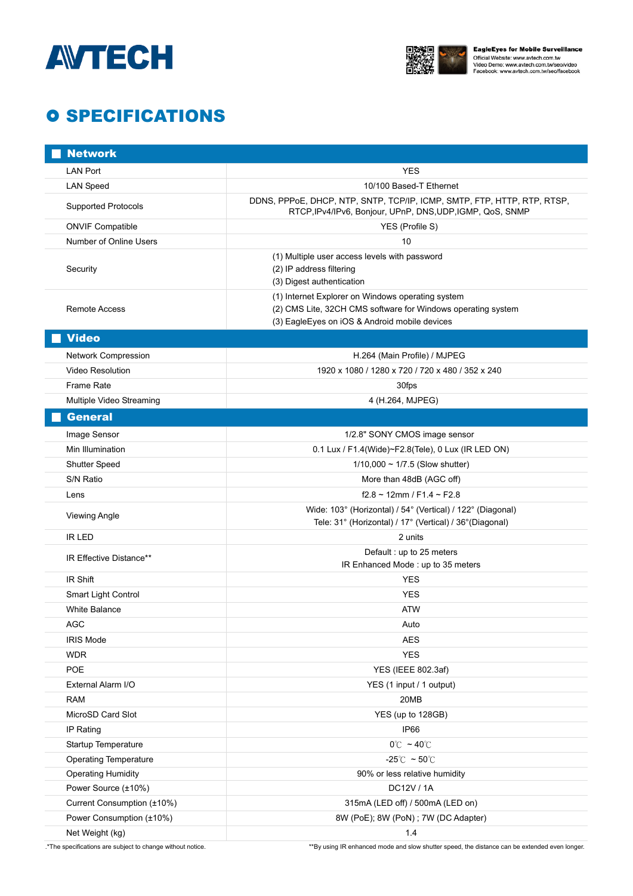AVTECH

**EagleEyes for Mobile Surveillance**
Official Website: www.avtech.com.tw
Video Demo: www.avtech.com.tw/seo/video
Facebook: www.avtech.com.tw/seo/facebook

# SPECIFICATIONS

| **Network** | |
|---|---|
| LAN Port | YES |
| LAN Speed | 10/100 Based-T Ethernet |
| Supported Protocols | DDNS, PPPoE, DHCP, NTP, SNTP, TCP/IP, ICMP, SMTP, FTP, HTTP, RTP, RTSP, RTCP,IPv4/IPv6, Bonjour, UPnP, DNS,UDP,IGMP, QoS, SNMP |
| ONVIF Compatible | YES (Profile S) |
| Number of Online Users | 10 |
| Security | (1) Multiple user access levels with password<br>(2) IP address filtering<br>(3) Digest authentication |
| Remote Access | (1) Internet Explorer on Windows operating system<br>(2) CMS Lite, 32CH CMS software for Windows operating system<br>(3) EagleEyes on iOS & Android mobile devices |
| **Video** | |
| Network Compression | H.264 (Main Profile) / MJPEG |
| Video Resolution | 1920 x 1080 / 1280 x 720 / 720 x 480 / 352 x 240 |
| Frame Rate | 30fps |
| Multiple Video Streaming | 4 (H.264, MJPEG) |
| **General** | |
| Image Sensor | 1/2.8" SONY CMOS image sensor |
| Min Illumination | 0.1 Lux / F1.4(Wide)~F2.8(Tele), 0 Lux (IR LED ON) |
| Shutter Speed | 1/10,000 ~ 1/7.5 (Slow shutter) |
| S/N Ratio | More than 48dB (AGC off) |
| Lens | f2.8 ~ 12mm / F1.4 ~ F2.8 |
| Viewing Angle | Wide: 103° (Horizontal) / 54° (Vertical) / 122° (Diagonal)<br>Tele: 31° (Horizontal) / 17° (Vertical) / 36°(Diagonal) |
| IR LED | 2 units |
| IR Effective Distance** | Default : up to 25 meters<br>IR Enhanced Mode : up to 35 meters |
| IR Shift | YES |
| Smart Light Control | YES |
| White Balance | ATW |
| AGC | Auto |
| IRIS Mode | AES |
| WDR | YES |
| POE | YES (IEEE 802.3af) |
| External Alarm I/O | YES (1 input / 1 output) |
| RAM | 20MB |
| MicroSD Card Slot | YES (up to 128GB) |
| IP Rating | IP66 |
| Startup Temperature | 0℃ ~ 40℃ |
| Operating Temperature | -25℃ ~ 50℃ |
| Operating Humidity | 90% or less relative humidity |
| Power Source (±10%) | DC12V / 1A |
| Current Consumption (±10%) | 315mA (LED off) / 500mA (LED on) |
| Power Consumption (±10%) | 8W (PoE); 8W (PoN) ; 7W (DC Adapter) |
| Net Weight (kg) | 1.4 |

.*The specifications are subject to change without notice.

**By using IR enhanced mode and slow shutter speed, the distance can be extended even longer.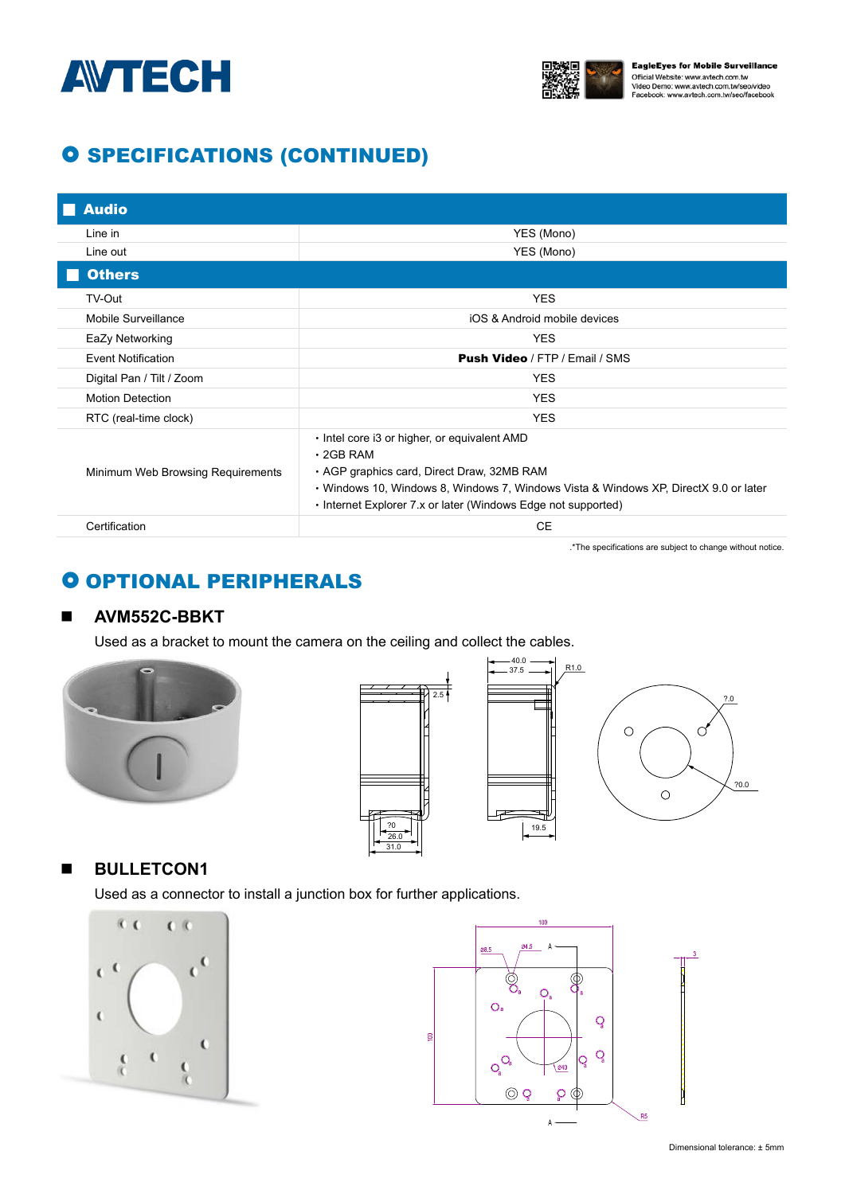# SPECIFICATIONS (CONTINUED)

| Audio | |
|---|---|
| Line in | YES (Mono) |
| Line out | YES (Mono) |
| **Others** | |
| TV-Out | YES |
| Mobile Surveillance | iOS & Android mobile devices |
| EaZy Networking | YES |
| Event Notification | **Push Video** / FTP / Email / SMS |
| Digital Pan / Tilt / Zoom | YES |
| Motion Detection | YES |
| RTC (real-time clock) | YES |
| Minimum Web Browsing Requirements | • Intel core i3 or higher, or equivalent AMD<br>• 2GB RAM<br>• AGP graphics card, Direct Draw, 32MB RAM<br>• Windows 10, Windows 8, Windows 7, Windows Vista & Windows XP, DirectX 9.0 or later<br>• Internet Explorer 7.x or later (Windows Edge not supported) |
| Certification | CE |

.*The specifications are subject to change without notice.

# OPTIONAL PERIPHERALS

## AVM552C-BBKT

Used as a bracket to mount the camera on the ceiling and collect the cables.

## BULLETCON1

Used as a connector to install a junction box for further applications.

Dimensional tolerance: ± 5mm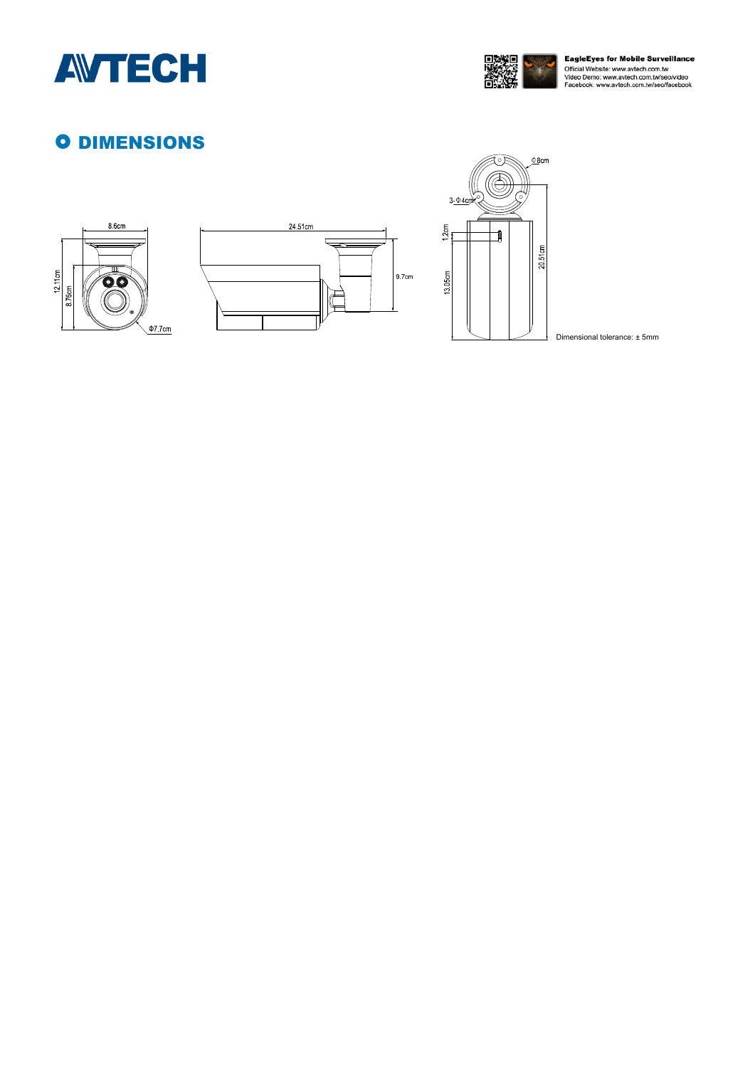## DIMENSIONS

8.6cm
12.11cm
8.76cm
Φ7.7cm

24.51cm
9.7cm

Φ8cm
3-Φ4cm
1.2cm
13.05cm
20.51cm

Dimensional tolerance: ± 5mm